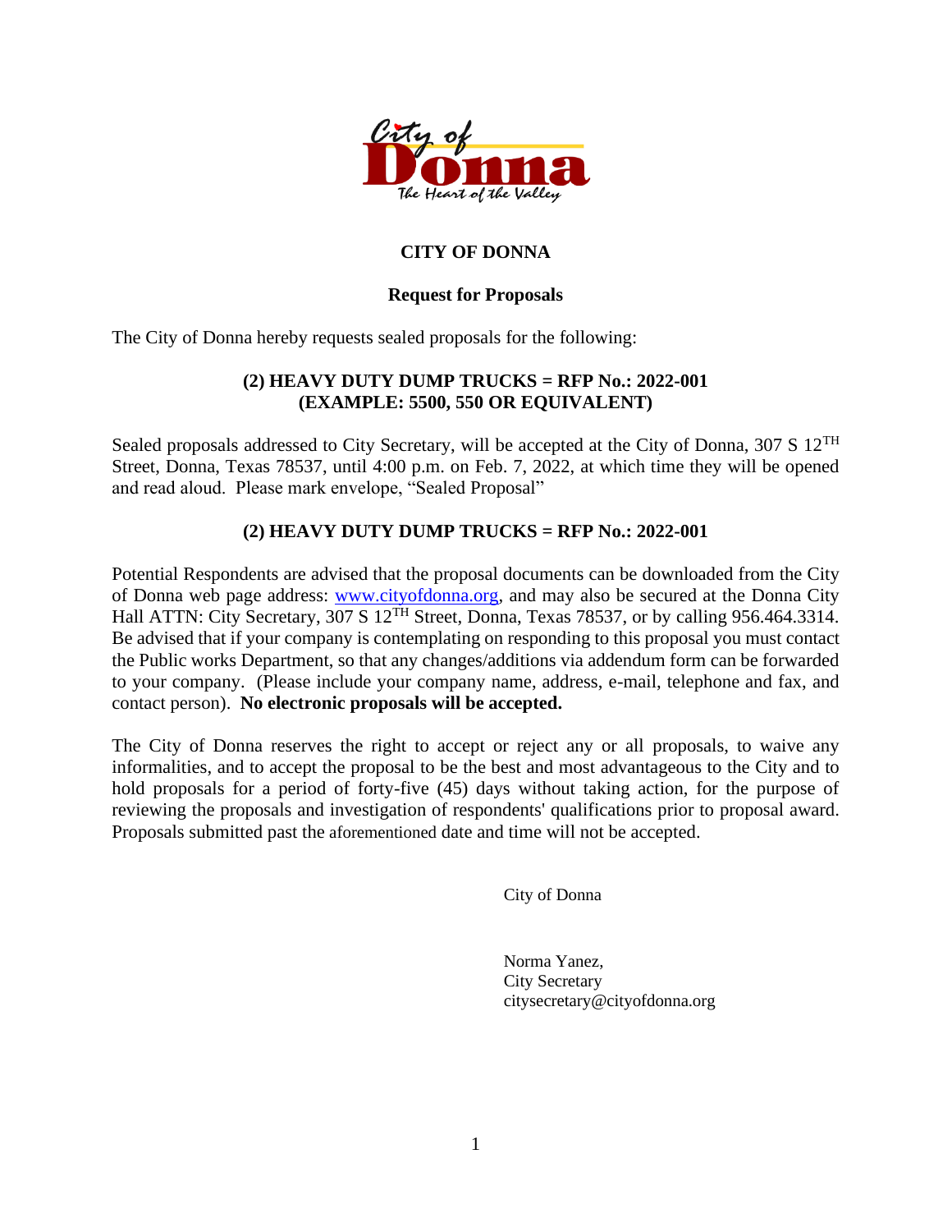# CITY OF DONNA

## Request for Proposals

The City of Donna hereby requests sealed proposals for the following:

**(2) HEAVY DUTY DUMP TRUCKS = RFP No.: 2022-001**
**(EXAMPLE: 5500, 550 OR EQUIVALENT)**

Sealed proposals addressed to City Secretary, will be accepted at the City of Donna, 307 S 12TH Street, Donna, Texas 78537, until 4:00 p.m. on Feb. 7, 2022, at which time they will be opened and read aloud. Please mark envelope, "Sealed Proposal"

**(2) HEAVY DUTY DUMP TRUCKS = RFP No.: 2022-001**

Potential Respondents are advised that the proposal documents can be downloaded from the City of Donna web page address: www.cityofdonna.org, and may also be secured at the Donna City Hall ATTN: City Secretary, 307 S 12TH Street, Donna, Texas 78537, or by calling 956.464.3314. Be advised that if your company is contemplating on responding to this proposal you must contact the Public works Department, so that any changes/additions via addendum form can be forwarded to your company. (Please include your company name, address, e-mail, telephone and fax, and contact person). **No electronic proposals will be accepted.**

The City of Donna reserves the right to accept or reject any or all proposals, to waive any informalities, and to accept the proposal to be the best and most advantageous to the City and to hold proposals for a period of forty-five (45) days without taking action, for the purpose of reviewing the proposals and investigation of respondents' qualifications prior to proposal award. Proposals submitted past the aforementioned date and time will not be accepted.

City of Donna

Norma Yanez,
City Secretary
citysecretary@cityofdonna.org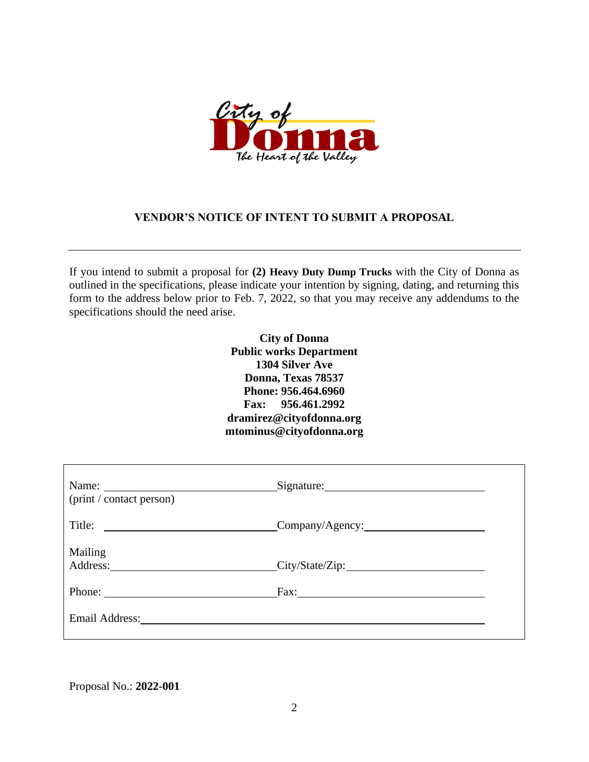# VENDOR'S NOTICE OF INTENT TO SUBMIT A PROPOSAL

---

If you intend to submit a proposal for **(2) Heavy Duty Dump Trucks** with the City of Donna as outlined in the specifications, please indicate your intention by signing, dating, and returning this form to the address below prior to Feb. 7, 2022, so that you may receive any addendums to the specifications should the need arise.

**City of Donna**
**Public works Department**
**1304 Silver Ave**
**Donna, Texas 78537**
**Phone: 956.464.6960**
**Fax: 956.461.2992**
**dramirez@cityofdonna.org**
**mtominus@cityofdonna.org**

| | |
|---|---|
| Name: ______________________ (print / contact person) | Signature: ______________________ |
| Title: ______________________ | Company/Agency: ______________________ |
| Mailing Address: ______________________ | City/State/Zip: ______________________ |
| Phone: ______________________ | Fax: ______________________ |
| Email Address: ______________________ | |

Proposal No.: **2022-001**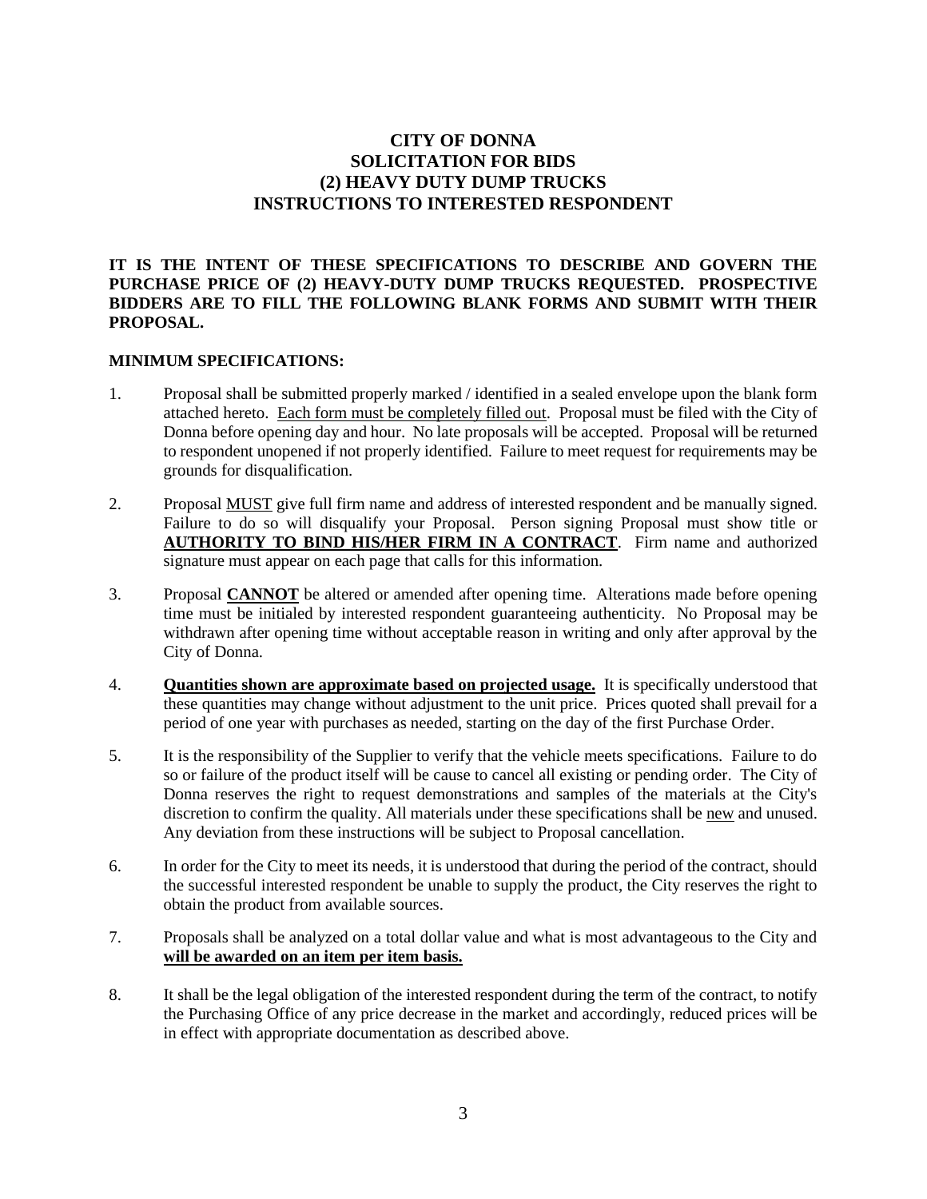# CITY OF DONNA
# SOLICITATION FOR BIDS
# (2) HEAVY DUTY DUMP TRUCKS
# INSTRUCTIONS TO INTERESTED RESPONDENT

**IT IS THE INTENT OF THESE SPECIFICATIONS TO DESCRIBE AND GOVERN THE PURCHASE PRICE OF (2) HEAVY-DUTY DUMP TRUCKS REQUESTED. PROSPECTIVE BIDDERS ARE TO FILL THE FOLLOWING BLANK FORMS AND SUBMIT WITH THEIR PROPOSAL.**

**MINIMUM SPECIFICATIONS:**

1. Proposal shall be submitted properly marked / identified in a sealed envelope upon the blank form attached hereto. <u>Each form must be completely filled out</u>. Proposal must be filed with the City of Donna before opening day and hour. No late proposals will be accepted. Proposal will be returned to respondent unopened if not properly identified. Failure to meet request for requirements may be grounds for disqualification.

2. Proposal <u>MUST</u> give full firm name and address of interested respondent and be manually signed. Failure to do so will disqualify your Proposal. Person signing Proposal must show title or **<u>AUTHORITY TO BIND HIS/HER FIRM IN A CONTRACT</u>**. Firm name and authorized signature must appear on each page that calls for this information.

3. Proposal **<u>CANNOT</u>** be altered or amended after opening time. Alterations made before opening time must be initialed by interested respondent guaranteeing authenticity. No Proposal may be withdrawn after opening time without acceptable reason in writing and only after approval by the City of Donna.

4. **<u>Quantities shown are approximate based on projected usage.</u>** It is specifically understood that these quantities may change without adjustment to the unit price. Prices quoted shall prevail for a period of one year with purchases as needed, starting on the day of the first Purchase Order.

5. It is the responsibility of the Supplier to verify that the vehicle meets specifications. Failure to do so or failure of the product itself will be cause to cancel all existing or pending order. The City of Donna reserves the right to request demonstrations and samples of the materials at the City's discretion to confirm the quality. All materials under these specifications shall be <u>new</u> and unused. Any deviation from these instructions will be subject to Proposal cancellation.

6. In order for the City to meet its needs, it is understood that during the period of the contract, should the successful interested respondent be unable to supply the product, the City reserves the right to obtain the product from available sources.

7. Proposals shall be analyzed on a total dollar value and what is most advantageous to the City and **<u>will be awarded on an item per item basis.</u>**

8. It shall be the legal obligation of the interested respondent during the term of the contract, to notify the Purchasing Office of any price decrease in the market and accordingly, reduced prices will be in effect with appropriate documentation as described above.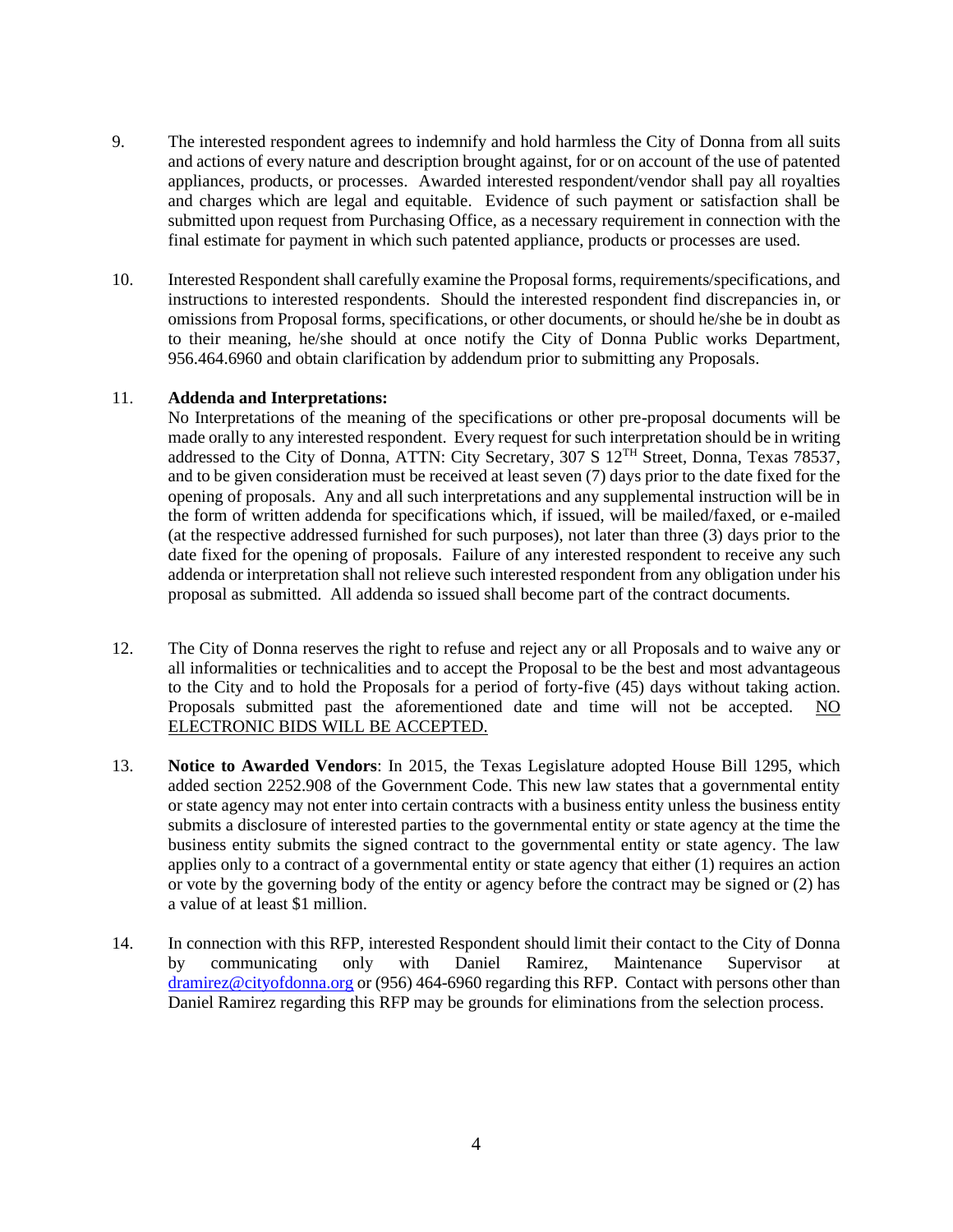9. The interested respondent agrees to indemnify and hold harmless the City of Donna from all suits and actions of every nature and description brought against, for or on account of the use of patented appliances, products, or processes. Awarded interested respondent/vendor shall pay all royalties and charges which are legal and equitable. Evidence of such payment or satisfaction shall be submitted upon request from Purchasing Office, as a necessary requirement in connection with the final estimate for payment in which such patented appliance, products or processes are used.

10. Interested Respondent shall carefully examine the Proposal forms, requirements/specifications, and instructions to interested respondents. Should the interested respondent find discrepancies in, or omissions from Proposal forms, specifications, or other documents, or should he/she be in doubt as to their meaning, he/she should at once notify the City of Donna Public works Department, 956.464.6960 and obtain clarification by addendum prior to submitting any Proposals.

11. **Addenda and Interpretations:**
No Interpretations of the meaning of the specifications or other pre-proposal documents will be made orally to any interested respondent. Every request for such interpretation should be in writing addressed to the City of Donna, ATTN: City Secretary, 307 S 12TH Street, Donna, Texas 78537, and to be given consideration must be received at least seven (7) days prior to the date fixed for the opening of proposals. Any and all such interpretations and any supplemental instruction will be in the form of written addenda for specifications which, if issued, will be mailed/faxed, or e-mailed (at the respective addressed furnished for such purposes), not later than three (3) days prior to the date fixed for the opening of proposals. Failure of any interested respondent to receive any such addenda or interpretation shall not relieve such interested respondent from any obligation under his proposal as submitted. All addenda so issued shall become part of the contract documents.

12. The City of Donna reserves the right to refuse and reject any or all Proposals and to waive any or all informalities or technicalities and to accept the Proposal to be the best and most advantageous to the City and to hold the Proposals for a period of forty-five (45) days without taking action. Proposals submitted past the aforementioned date and time will not be accepted. NO ELECTRONIC BIDS WILL BE ACCEPTED.

13. **Notice to Awarded Vendors**: In 2015, the Texas Legislature adopted House Bill 1295, which added section 2252.908 of the Government Code. This new law states that a governmental entity or state agency may not enter into certain contracts with a business entity unless the business entity submits a disclosure of interested parties to the governmental entity or state agency at the time the business entity submits the signed contract to the governmental entity or state agency. The law applies only to a contract of a governmental entity or state agency that either (1) requires an action or vote by the governing body of the entity or agency before the contract may be signed or (2) has a value of at least $1 million.

14. In connection with this RFP, interested Respondent should limit their contact to the City of Donna by communicating only with Daniel Ramirez, Maintenance Supervisor at dramirez@cityofdonna.org or (956) 464-6960 regarding this RFP. Contact with persons other than Daniel Ramirez regarding this RFP may be grounds for eliminations from the selection process.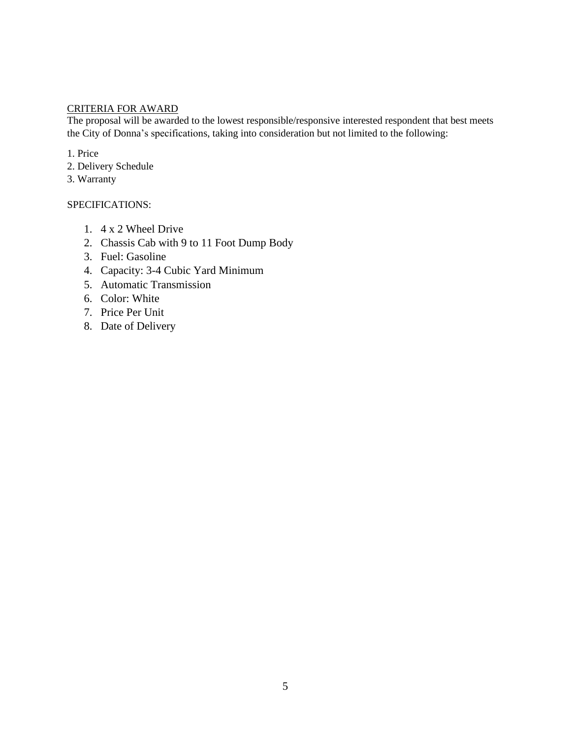<u>CRITERIA FOR AWARD</u>

The proposal will be awarded to the lowest responsible/responsive interested respondent that best meets the City of Donna's specifications, taking into consideration but not limited to the following:

1. Price
2. Delivery Schedule
3. Warranty

SPECIFICATIONS:

1. 4 x 2 Wheel Drive
2. Chassis Cab with 9 to 11 Foot Dump Body
3. Fuel: Gasoline
4. Capacity: 3-4 Cubic Yard Minimum
5. Automatic Transmission
6. Color: White
7. Price Per Unit
8. Date of Delivery